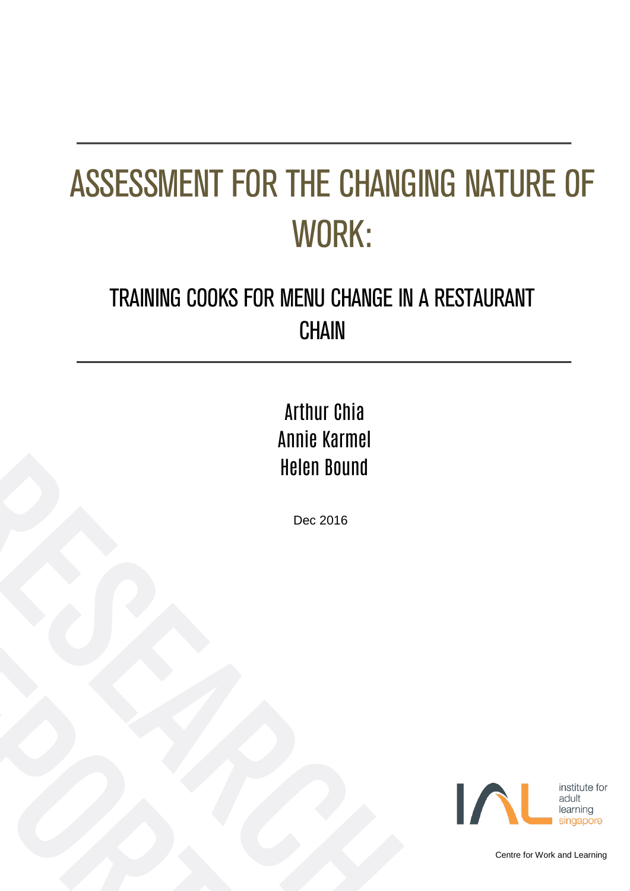# ASSESSMENT FOR THE CHANGING NATURE OF WORK:

## TRAINING COOKS FOR MENU CHANGE IN A RESTAURANT CHAIN

Arthur Chia
Annie Karmel
Helen Bound

Dec 2016

institute for adult learning singapore

Centre for Work and Learning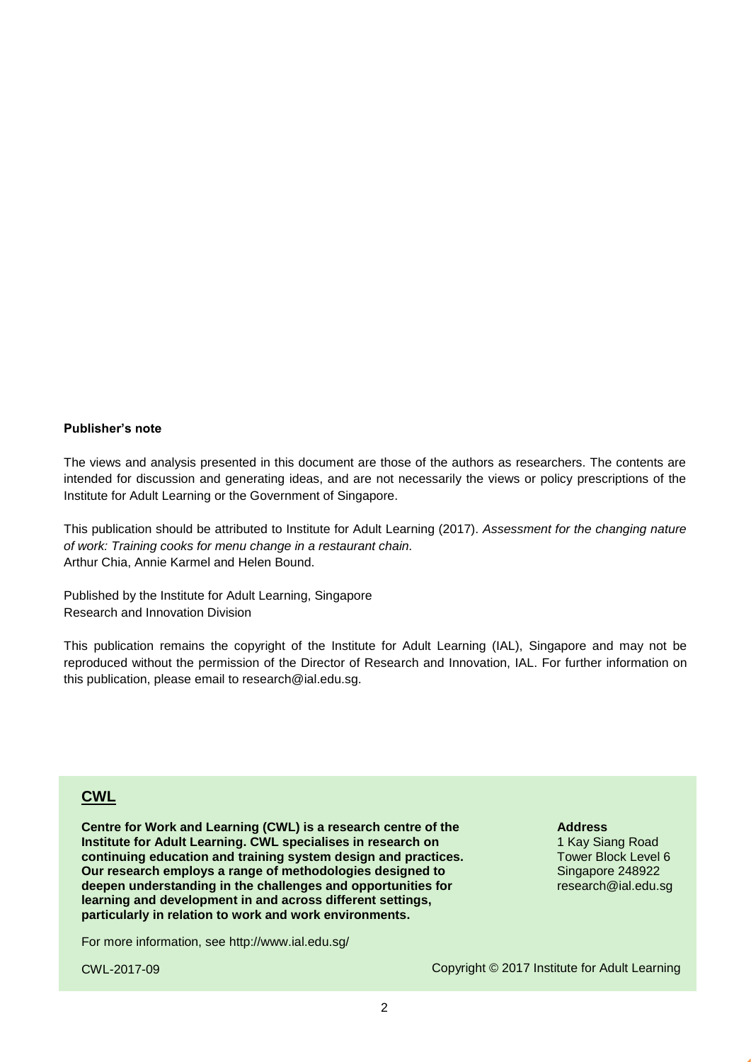**Publisher's note**

The views and analysis presented in this document are those of the authors as researchers. The contents are intended for discussion and generating ideas, and are not necessarily the views or policy prescriptions of the Institute for Adult Learning or the Government of Singapore.

This publication should be attributed to Institute for Adult Learning (2017). *Assessment for the changing nature of work: Training cooks for menu change in a restaurant chain.*
Arthur Chia, Annie Karmel and Helen Bound.

Published by the Institute for Adult Learning, Singapore
Research and Innovation Division

This publication remains the copyright of the Institute for Adult Learning (IAL), Singapore and may not be reproduced without the permission of the Director of Research and Innovation, IAL. For further information on this publication, please email to research@ial.edu.sg.

## CWL

**Centre for Work and Learning (CWL) is a research centre of the Institute for Adult Learning. CWL specialises in research on continuing education and training system design and practices. Our research employs a range of methodologies designed to deepen understanding in the challenges and opportunities for learning and development in and across different settings, particularly in relation to work and work environments.**

**Address**
1 Kay Siang Road
Tower Block Level 6
Singapore 248922
research@ial.edu.sg

For more information, see http://www.ial.edu.sg/

CWL-2017-09

Copyright © 2017 Institute for Adult Learning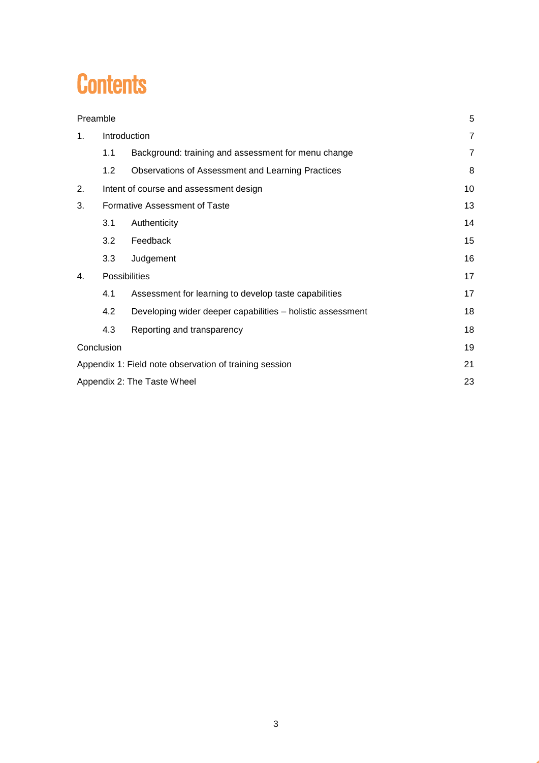# Contents

| | | |
|---|---|---|
| Preamble | | 5 |
| 1. | Introduction | 7 |
| | 1.1 Background: training and assessment for menu change | 7 |
| | 1.2 Observations of Assessment and Learning Practices | 8 |
| 2. | Intent of course and assessment design | 10 |
| 3. | Formative Assessment of Taste | 13 |
| | 3.1 Authenticity | 14 |
| | 3.2 Feedback | 15 |
| | 3.3 Judgement | 16 |
| 4. | Possibilities | 17 |
| | 4.1 Assessment for learning to develop taste capabilities | 17 |
| | 4.2 Developing wider deeper capabilities – holistic assessment | 18 |
| | 4.3 Reporting and transparency | 18 |
| Conclusion | | 19 |
| Appendix 1: Field note observation of training session | | 21 |
| Appendix 2: The Taste Wheel | | 23 |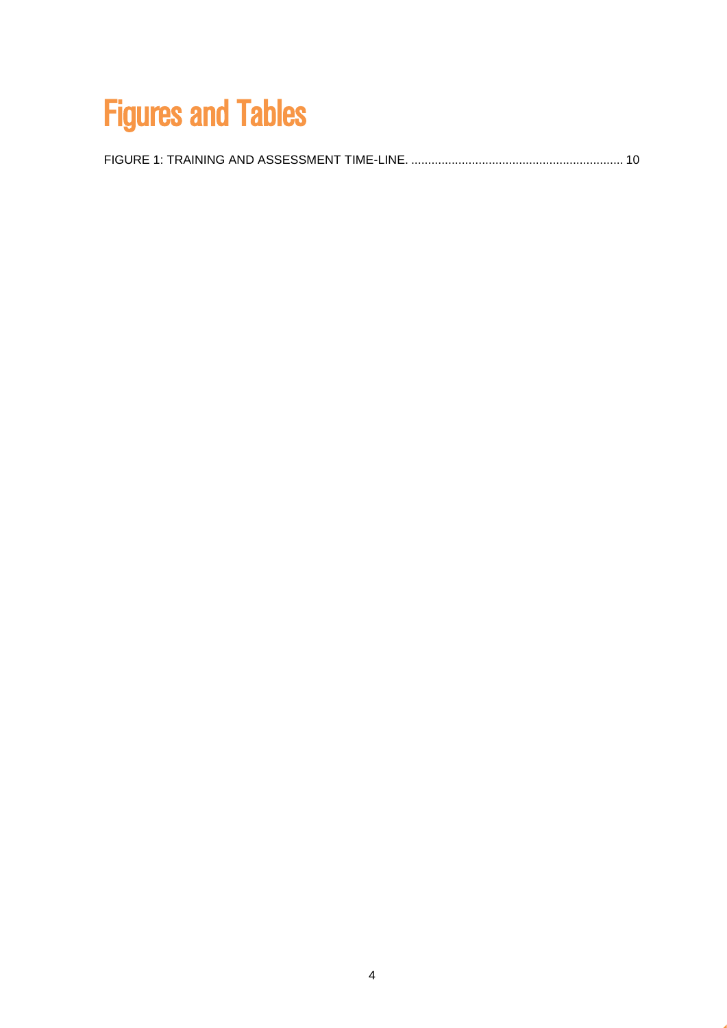# Figures and Tables

FIGURE 1: TRAINING AND ASSESSMENT TIME-LINE. .............................................................. 10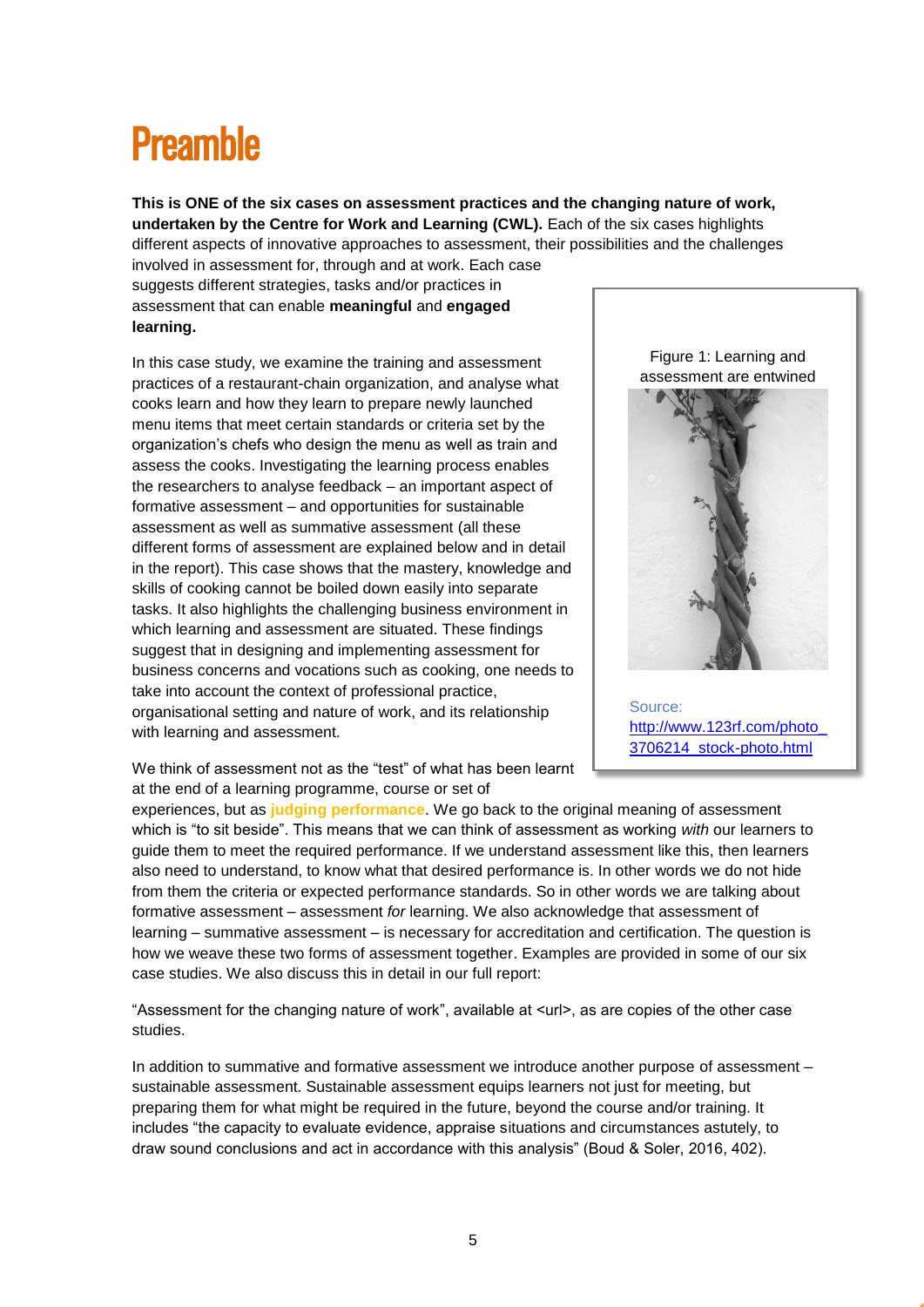# Preamble

**This is ONE of the six cases on assessment practices and the changing nature of work, undertaken by the Centre for Work and Learning (CWL).** Each of the six cases highlights different aspects of innovative approaches to assessment, their possibilities and the challenges involved in assessment for, through and at work. Each case suggests different strategies, tasks and/or practices in assessment that can enable **meaningful** and **engaged learning.**

In this case study, we examine the training and assessment practices of a restaurant-chain organization, and analyse what cooks learn and how they learn to prepare newly launched menu items that meet certain standards or criteria set by the organization's chefs who design the menu as well as train and assess the cooks. Investigating the learning process enables the researchers to analyse feedback – an important aspect of formative assessment – and opportunities for sustainable assessment as well as summative assessment (all these different forms of assessment are explained below and in detail in the report). This case shows that the mastery, knowledge and skills of cooking cannot be boiled down easily into separate tasks. It also highlights the challenging business environment in which learning and assessment are situated. These findings suggest that in designing and implementing assessment for business concerns and vocations such as cooking, one needs to take into account the context of professional practice, organisational setting and nature of work, and its relationship with learning and assessment.

Figure 1: Learning and assessment are entwined

Source: http://www.123rf.com/photo_3706214_stock-photo.html

We think of assessment not as the "test" of what has been learnt at the end of a learning programme, course or set of experiences, but as **judging performance**. We go back to the original meaning of assessment which is "to sit beside". This means that we can think of assessment as working *with* our learners to guide them to meet the required performance. If we understand assessment like this, then learners also need to understand, to know what that desired performance is. In other words we do not hide from them the criteria or expected performance standards. So in other words we are talking about formative assessment – assessment *for* learning. We also acknowledge that assessment of learning – summative assessment – is necessary for accreditation and certification. The question is how we weave these two forms of assessment together. Examples are provided in some of our six case studies. We also discuss this in detail in our full report:

"Assessment for the changing nature of work", available at <url>, as are copies of the other case studies.

In addition to summative and formative assessment we introduce another purpose of assessment – sustainable assessment. Sustainable assessment equips learners not just for meeting, but preparing them for what might be required in the future, beyond the course and/or training. It includes "the capacity to evaluate evidence, appraise situations and circumstances astutely, to draw sound conclusions and act in accordance with this analysis" (Boud & Soler, 2016, 402).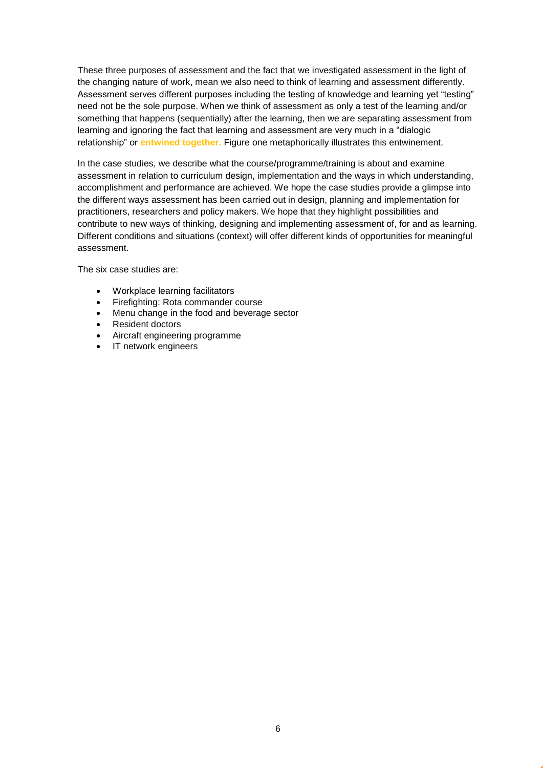These three purposes of assessment and the fact that we investigated assessment in the light of the changing nature of work, mean we also need to think of learning and assessment differently. Assessment serves different purposes including the testing of knowledge and learning yet "testing" need not be the sole purpose. When we think of assessment as only a test of the learning and/or something that happens (sequentially) after the learning, then we are separating assessment from learning and ignoring the fact that learning and assessment are very much in a "dialogic relationship" or **entwined together.** Figure one metaphorically illustrates this entwinement.

In the case studies, we describe what the course/programme/training is about and examine assessment in relation to curriculum design, implementation and the ways in which understanding, accomplishment and performance are achieved. We hope the case studies provide a glimpse into the different ways assessment has been carried out in design, planning and implementation for practitioners, researchers and policy makers. We hope that they highlight possibilities and contribute to new ways of thinking, designing and implementing assessment of, for and as learning. Different conditions and situations (context) will offer different kinds of opportunities for meaningful assessment.

The six case studies are:

- Workplace learning facilitators
- Firefighting: Rota commander course
- Menu change in the food and beverage sector
- Resident doctors
- Aircraft engineering programme
- IT network engineers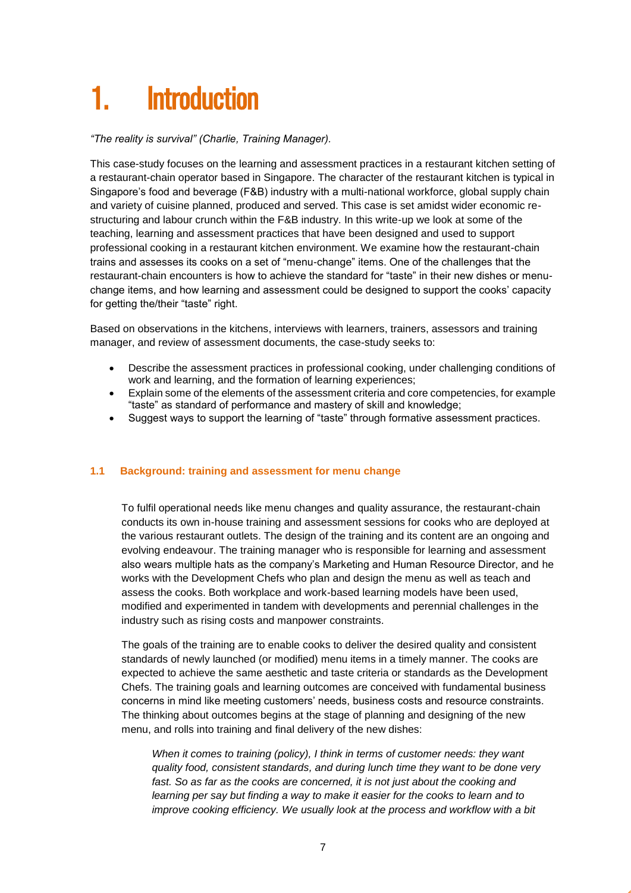# 1. Introduction

*"The reality is survival" (Charlie, Training Manager).*

This case-study focuses on the learning and assessment practices in a restaurant kitchen setting of a restaurant-chain operator based in Singapore. The character of the restaurant kitchen is typical in Singapore's food and beverage (F&B) industry with a multi-national workforce, global supply chain and variety of cuisine planned, produced and served. This case is set amidst wider economic re-structuring and labour crunch within the F&B industry. In this write-up we look at some of the teaching, learning and assessment practices that have been designed and used to support professional cooking in a restaurant kitchen environment. We examine how the restaurant-chain trains and assesses its cooks on a set of "menu-change" items. One of the challenges that the restaurant-chain encounters is how to achieve the standard for "taste" in their new dishes or menu-change items, and how learning and assessment could be designed to support the cooks' capacity for getting the/their "taste" right.

Based on observations in the kitchens, interviews with learners, trainers, assessors and training manager, and review of assessment documents, the case-study seeks to:

- Describe the assessment practices in professional cooking, under challenging conditions of work and learning, and the formation of learning experiences;
- Explain some of the elements of the assessment criteria and core competencies, for example "taste" as standard of performance and mastery of skill and knowledge;
- Suggest ways to support the learning of "taste" through formative assessment practices.

### 1.1 Background: training and assessment for menu change

To fulfil operational needs like menu changes and quality assurance, the restaurant-chain conducts its own in-house training and assessment sessions for cooks who are deployed at the various restaurant outlets. The design of the training and its content are an ongoing and evolving endeavour. The training manager who is responsible for learning and assessment also wears multiple hats as the company's Marketing and Human Resource Director, and he works with the Development Chefs who plan and design the menu as well as teach and assess the cooks. Both workplace and work-based learning models have been used, modified and experimented in tandem with developments and perennial challenges in the industry such as rising costs and manpower constraints.

The goals of the training are to enable cooks to deliver the desired quality and consistent standards of newly launched (or modified) menu items in a timely manner. The cooks are expected to achieve the same aesthetic and taste criteria or standards as the Development Chefs. The training goals and learning outcomes are conceived with fundamental business concerns in mind like meeting customers' needs, business costs and resource constraints. The thinking about outcomes begins at the stage of planning and designing of the new menu, and rolls into training and final delivery of the new dishes:

> *When it comes to training (policy), I think in terms of customer needs: they want quality food, consistent standards, and during lunch time they want to be done very fast. So as far as the cooks are concerned, it is not just about the cooking and learning per say but finding a way to make it easier for the cooks to learn and to improve cooking efficiency. We usually look at the process and workflow with a bit*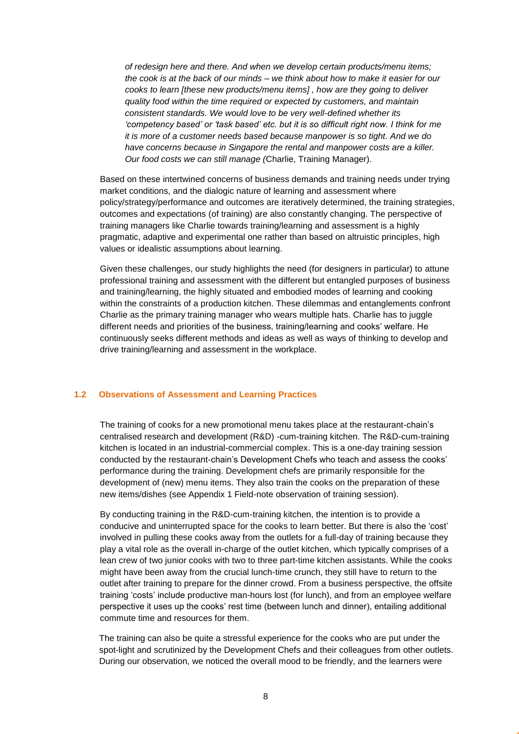*of redesign here and there. And when we develop certain products/menu items; the cook is at the back of our minds – we think about how to make it easier for our cooks to learn [these new products/menu items] , how are they going to deliver quality food within the time required or expected by customers, and maintain consistent standards. We would love to be very well-defined whether its 'competency based' or 'task based' etc. but it is so difficult right now. I think for me it is more of a customer needs based because manpower is so tight. And we do have concerns because in Singapore the rental and manpower costs are a killer. Our food costs we can still manage (*Charlie, Training Manager).

Based on these intertwined concerns of business demands and training needs under trying market conditions, and the dialogic nature of learning and assessment where policy/strategy/performance and outcomes are iteratively determined, the training strategies, outcomes and expectations (of training) are also constantly changing. The perspective of training managers like Charlie towards training/learning and assessment is a highly pragmatic, adaptive and experimental one rather than based on altruistic principles, high values or idealistic assumptions about learning.

Given these challenges, our study highlights the need (for designers in particular) to attune professional training and assessment with the different but entangled purposes of business and training/learning, the highly situated and embodied modes of learning and cooking within the constraints of a production kitchen. These dilemmas and entanglements confront Charlie as the primary training manager who wears multiple hats. Charlie has to juggle different needs and priorities of the business, training/learning and cooks' welfare. He continuously seeks different methods and ideas as well as ways of thinking to develop and drive training/learning and assessment in the workplace.

### 1.2 Observations of Assessment and Learning Practices

The training of cooks for a new promotional menu takes place at the restaurant-chain's centralised research and development (R&D) -cum-training kitchen. The R&D-cum-training kitchen is located in an industrial-commercial complex. This is a one-day training session conducted by the restaurant-chain's Development Chefs who teach and assess the cooks' performance during the training. Development chefs are primarily responsible for the development of (new) menu items. They also train the cooks on the preparation of these new items/dishes (see Appendix 1 Field-note observation of training session).

By conducting training in the R&D-cum-training kitchen, the intention is to provide a conducive and uninterrupted space for the cooks to learn better. But there is also the 'cost' involved in pulling these cooks away from the outlets for a full-day of training because they play a vital role as the overall in-charge of the outlet kitchen, which typically comprises of a lean crew of two junior cooks with two to three part-time kitchen assistants. While the cooks might have been away from the crucial lunch-time crunch, they still have to return to the outlet after training to prepare for the dinner crowd. From a business perspective, the offsite training 'costs' include productive man-hours lost (for lunch), and from an employee welfare perspective it uses up the cooks' rest time (between lunch and dinner), entailing additional commute time and resources for them.

The training can also be quite a stressful experience for the cooks who are put under the spot-light and scrutinized by the Development Chefs and their colleagues from other outlets. During our observation, we noticed the overall mood to be friendly, and the learners were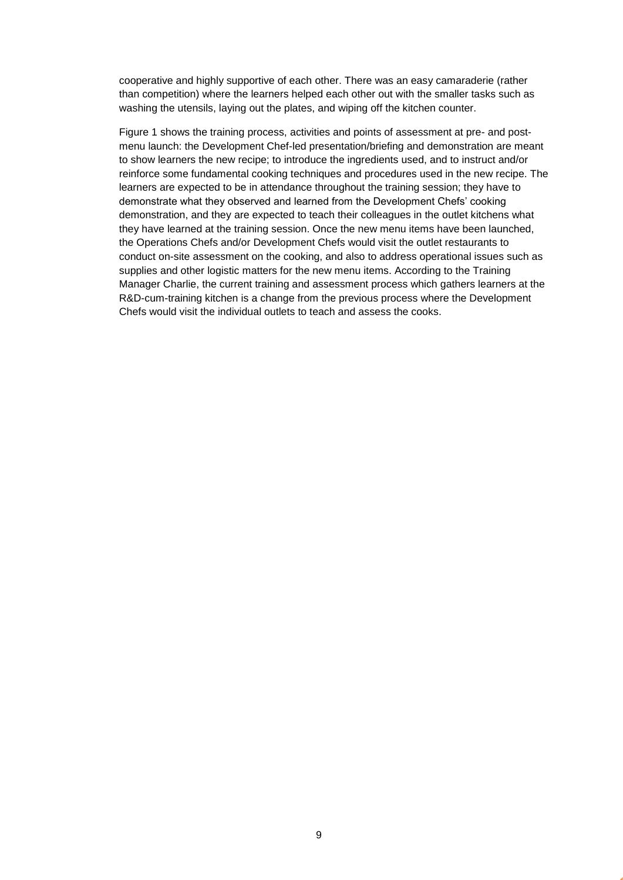cooperative and highly supportive of each other. There was an easy camaraderie (rather than competition) where the learners helped each other out with the smaller tasks such as washing the utensils, laying out the plates, and wiping off the kitchen counter.

Figure 1 shows the training process, activities and points of assessment at pre- and post-menu launch: the Development Chef-led presentation/briefing and demonstration are meant to show learners the new recipe; to introduce the ingredients used, and to instruct and/or reinforce some fundamental cooking techniques and procedures used in the new recipe. The learners are expected to be in attendance throughout the training session; they have to demonstrate what they observed and learned from the Development Chefs' cooking demonstration, and they are expected to teach their colleagues in the outlet kitchens what they have learned at the training session. Once the new menu items have been launched, the Operations Chefs and/or Development Chefs would visit the outlet restaurants to conduct on-site assessment on the cooking, and also to address operational issues such as supplies and other logistic matters for the new menu items. According to the Training Manager Charlie, the current training and assessment process which gathers learners at the R&D-cum-training kitchen is a change from the previous process where the Development Chefs would visit the individual outlets to teach and assess the cooks.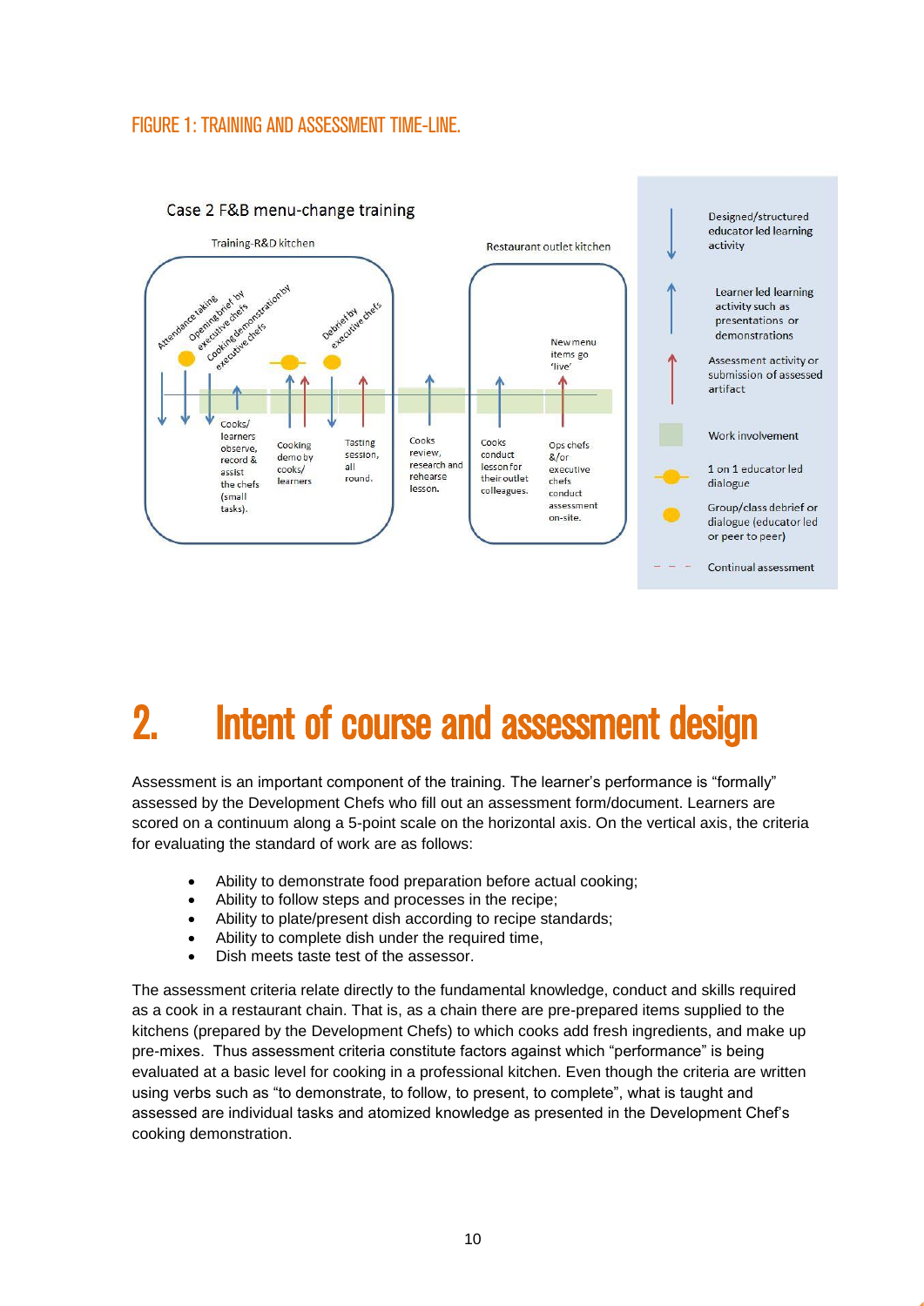FIGURE 1: TRAINING AND ASSESSMENT TIME-LINE.

Case 2 F&B menu-change training

Training-R&D kitchen

Attendance taking; Opening brief by executive chefs; Cooking demonstration by executive chefs; Debrief by executive chefs

Cooks/learners observe, record & assist the chefs (small tasks). Cooking demo by cooks/learners. Tasting session, all round.

Cooks review, research and rehearse lesson.

Restaurant outlet kitchen

New menu items go 'live'

Cooks conduct lesson for their outlet colleagues. Ops chefs &/or executive chefs conduct assessment on-site.

Legend:
- Designed/structured educator led learning activity
- Learner led learning activity such as presentations or demonstrations
- Assessment activity or submission of assessed artifact
- Work involvement
- 1 on 1 educator led dialogue
- Group/class debrief or dialogue (educator led or peer to peer)
- Continual assessment

# 2. Intent of course and assessment design

Assessment is an important component of the training. The learner's performance is "formally" assessed by the Development Chefs who fill out an assessment form/document. Learners are scored on a continuum along a 5-point scale on the horizontal axis. On the vertical axis, the criteria for evaluating the standard of work are as follows:

- Ability to demonstrate food preparation before actual cooking;
- Ability to follow steps and processes in the recipe;
- Ability to plate/present dish according to recipe standards;
- Ability to complete dish under the required time,
- Dish meets taste test of the assessor.

The assessment criteria relate directly to the fundamental knowledge, conduct and skills required as a cook in a restaurant chain. That is, as a chain there are pre-prepared items supplied to the kitchens (prepared by the Development Chefs) to which cooks add fresh ingredients, and make up pre-mixes. Thus assessment criteria constitute factors against which "performance" is being evaluated at a basic level for cooking in a professional kitchen. Even though the criteria are written using verbs such as "to demonstrate, to follow, to present, to complete", what is taught and assessed are individual tasks and atomized knowledge as presented in the Development Chef's cooking demonstration.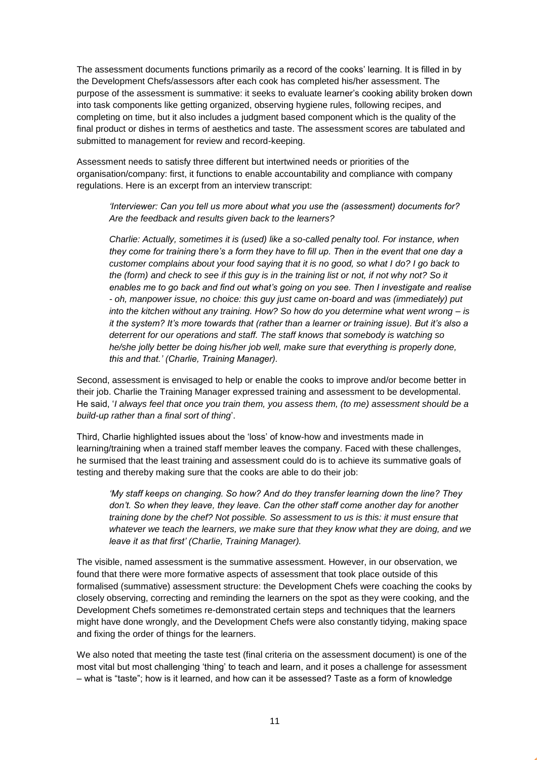The assessment documents functions primarily as a record of the cooks' learning. It is filled in by the Development Chefs/assessors after each cook has completed his/her assessment. The purpose of the assessment is summative: it seeks to evaluate learner's cooking ability broken down into task components like getting organized, observing hygiene rules, following recipes, and completing on time, but it also includes a judgment based component which is the quality of the final product or dishes in terms of aesthetics and taste. The assessment scores are tabulated and submitted to management for review and record-keeping.

Assessment needs to satisfy three different but intertwined needs or priorities of the organisation/company: first, it functions to enable accountability and compliance with company regulations. Here is an excerpt from an interview transcript:

> *'Interviewer: Can you tell us more about what you use the (assessment) documents for? Are the feedback and results given back to the learners?*
>
> *Charlie: Actually, sometimes it is (used) like a so-called penalty tool. For instance, when they come for training there's a form they have to fill up. Then in the event that one day a customer complains about your food saying that it is no good, so what I do? I go back to the (form) and check to see if this guy is in the training list or not, if not why not? So it enables me to go back and find out what's going on you see. Then I investigate and realise - oh, manpower issue, no choice: this guy just came on-board and was (immediately) put into the kitchen without any training. How? So how do you determine what went wrong – is it the system? It's more towards that (rather than a learner or training issue). But it's also a deterrent for our operations and staff. The staff knows that somebody is watching so he/she jolly better be doing his/her job well, make sure that everything is properly done, this and that.' (Charlie, Training Manager).*

Second, assessment is envisaged to help or enable the cooks to improve and/or become better in their job. Charlie the Training Manager expressed training and assessment to be developmental. He said, '*I always feel that once you train them, you assess them, (to me) assessment should be a build-up rather than a final sort of thing*'.

Third, Charlie highlighted issues about the 'loss' of know-how and investments made in learning/training when a trained staff member leaves the company. Faced with these challenges, he surmised that the least training and assessment could do is to achieve its summative goals of testing and thereby making sure that the cooks are able to do their job:

> *'My staff keeps on changing. So how? And do they transfer learning down the line? They don't. So when they leave, they leave. Can the other staff come another day for another training done by the chef? Not possible. So assessment to us is this: it must ensure that whatever we teach the learners, we make sure that they know what they are doing, and we leave it as that first' (Charlie, Training Manager).*

The visible, named assessment is the summative assessment. However, in our observation, we found that there were more formative aspects of assessment that took place outside of this formalised (summative) assessment structure: the Development Chefs were coaching the cooks by closely observing, correcting and reminding the learners on the spot as they were cooking, and the Development Chefs sometimes re-demonstrated certain steps and techniques that the learners might have done wrongly, and the Development Chefs were also constantly tidying, making space and fixing the order of things for the learners.

We also noted that meeting the taste test (final criteria on the assessment document) is one of the most vital but most challenging 'thing' to teach and learn, and it poses a challenge for assessment – what is "taste"; how is it learned, and how can it be assessed? Taste as a form of knowledge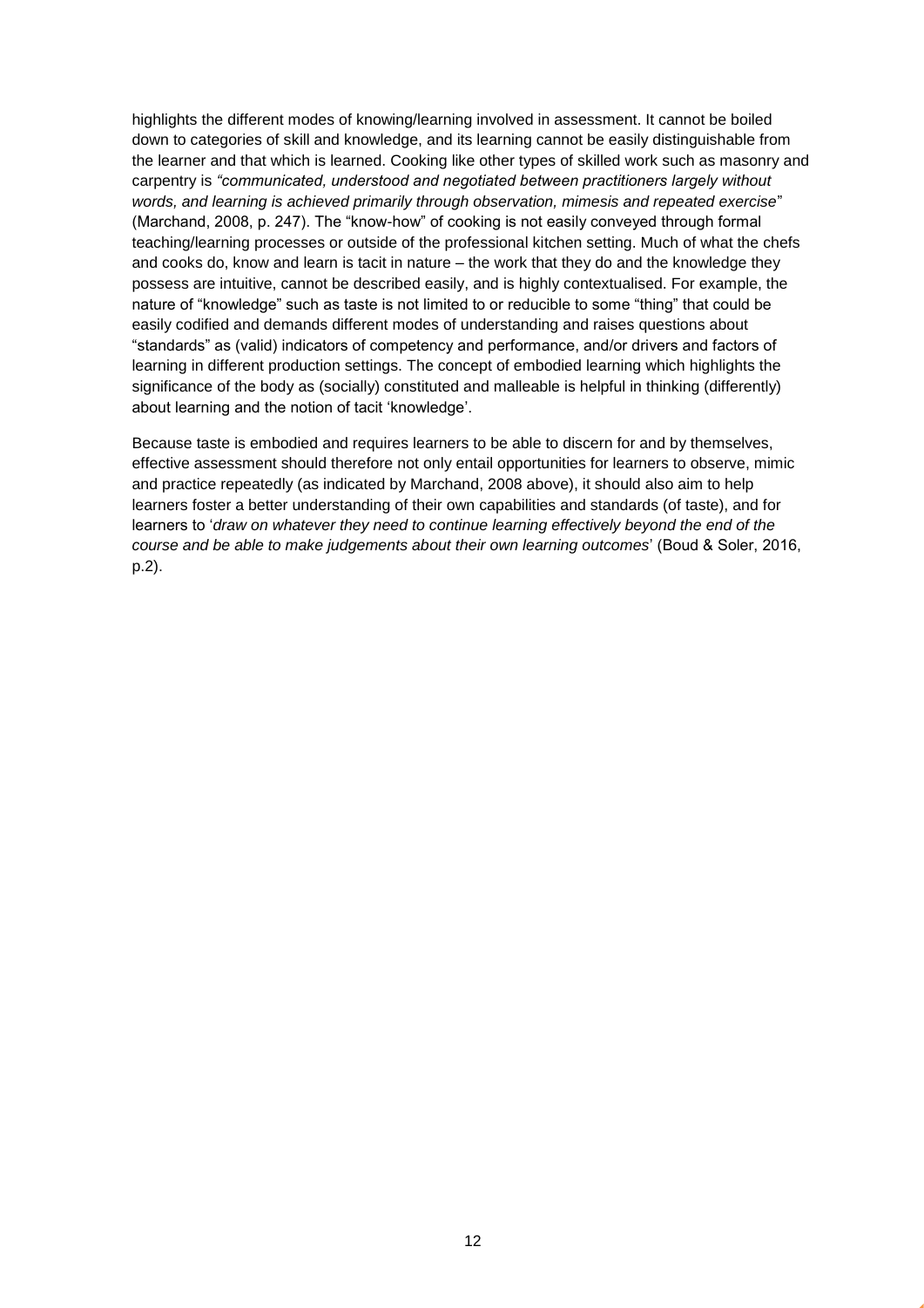highlights the different modes of knowing/learning involved in assessment. It cannot be boiled down to categories of skill and knowledge, and its learning cannot be easily distinguishable from the learner and that which is learned. Cooking like other types of skilled work such as masonry and carpentry is *"communicated, understood and negotiated between practitioners largely without words, and learning is achieved primarily through observation, mimesis and repeated exercise*" (Marchand, 2008, p. 247). The "know-how" of cooking is not easily conveyed through formal teaching/learning processes or outside of the professional kitchen setting. Much of what the chefs and cooks do, know and learn is tacit in nature – the work that they do and the knowledge they possess are intuitive, cannot be described easily, and is highly contextualised. For example, the nature of "knowledge" such as taste is not limited to or reducible to some "thing" that could be easily codified and demands different modes of understanding and raises questions about "standards" as (valid) indicators of competency and performance, and/or drivers and factors of learning in different production settings. The concept of embodied learning which highlights the significance of the body as (socially) constituted and malleable is helpful in thinking (differently) about learning and the notion of tacit 'knowledge'.

Because taste is embodied and requires learners to be able to discern for and by themselves, effective assessment should therefore not only entail opportunities for learners to observe, mimic and practice repeatedly (as indicated by Marchand, 2008 above), it should also aim to help learners foster a better understanding of their own capabilities and standards (of taste), and for learners to '*draw on whatever they need to continue learning effectively beyond the end of the course and be able to make judgements about their own learning outcomes*' (Boud & Soler, 2016, p.2).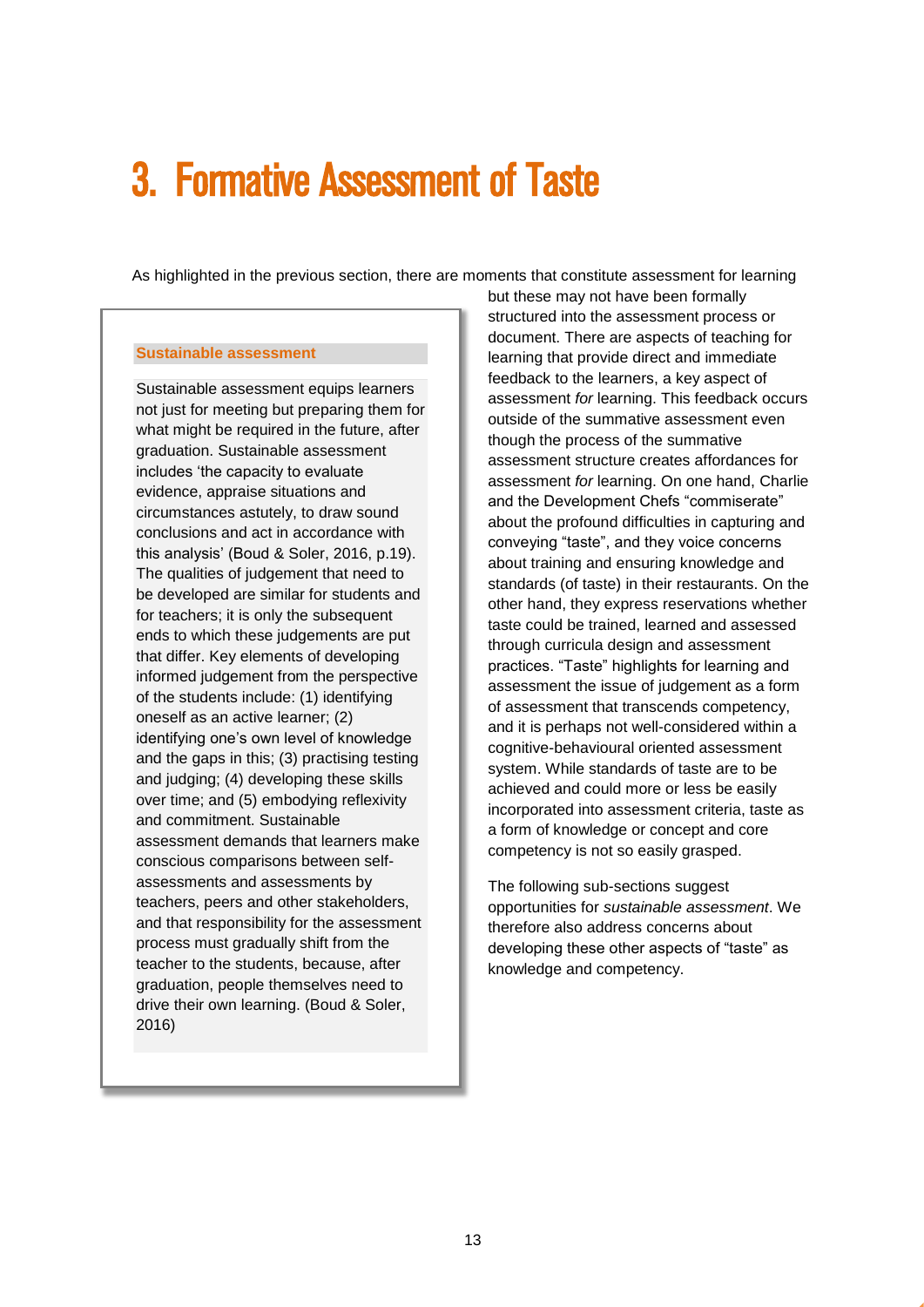# 3. Formative Assessment of Taste

As highlighted in the previous section, there are moments that constitute assessment for learning but these may not have been formally structured into the assessment process or document. There are aspects of teaching for learning that provide direct and immediate feedback to the learners, a key aspect of assessment *for* learning. This feedback occurs outside of the summative assessment even though the process of the summative assessment structure creates affordances for assessment *for* learning. On one hand, Charlie and the Development Chefs "commiserate" about the profound difficulties in capturing and conveying "taste", and they voice concerns about training and ensuring knowledge and standards (of taste) in their restaurants. On the other hand, they express reservations whether taste could be trained, learned and assessed through curricula design and assessment practices. "Taste" highlights for learning and assessment the issue of judgement as a form of assessment that transcends competency, and it is perhaps not well-considered within a cognitive-behavioural oriented assessment system. While standards of taste are to be achieved and could more or less be easily incorporated into assessment criteria, taste as a form of knowledge or concept and core competency is not so easily grasped.

The following sub-sections suggest opportunities for *sustainable assessment*. We therefore also address concerns about developing these other aspects of "taste" as knowledge and competency.

> **Sustainable assessment**
>
> Sustainable assessment equips learners not just for meeting but preparing them for what might be required in the future, after graduation. Sustainable assessment includes 'the capacity to evaluate evidence, appraise situations and circumstances astutely, to draw sound conclusions and act in accordance with this analysis' (Boud & Soler, 2016, p.19). The qualities of judgement that need to be developed are similar for students and for teachers; it is only the subsequent ends to which these judgements are put that differ. Key elements of developing informed judgement from the perspective of the students include: (1) identifying oneself as an active learner; (2) identifying one's own level of knowledge and the gaps in this; (3) practising testing and judging; (4) developing these skills over time; and (5) embodying reflexivity and commitment. Sustainable assessment demands that learners make conscious comparisons between self-assessments and assessments by teachers, peers and other stakeholders, and that responsibility for the assessment process must gradually shift from the teacher to the students, because, after graduation, people themselves need to drive their own learning. (Boud & Soler, 2016)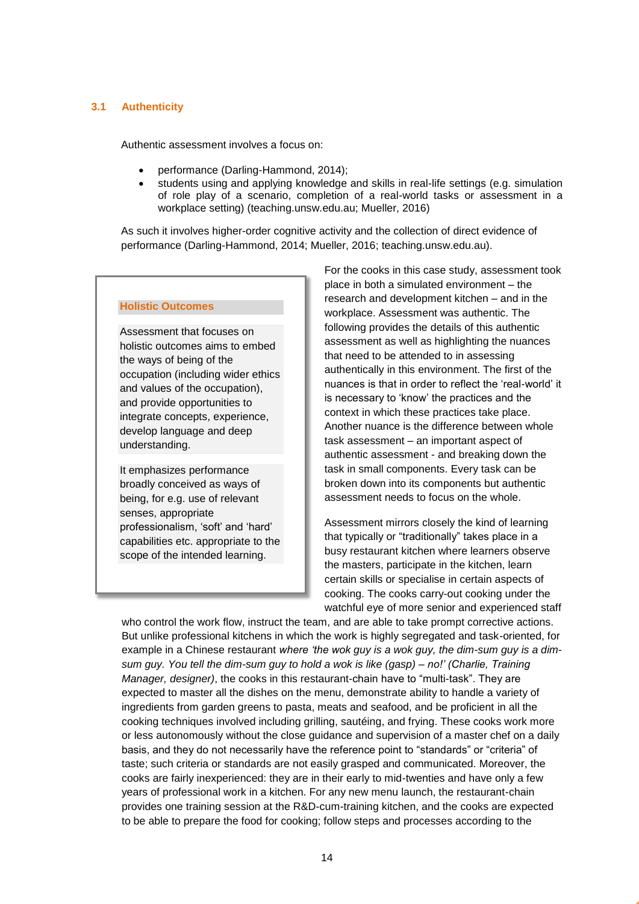### 3.1 Authenticity

Authentic assessment involves a focus on:

- performance (Darling-Hammond, 2014);
- students using and applying knowledge and skills in real-life settings (e.g. simulation of role play of a scenario, completion of a real-world tasks or assessment in a workplace setting) (teaching.unsw.edu.au; Mueller, 2016)

As such it involves higher-order cognitive activity and the collection of direct evidence of performance (Darling-Hammond, 2014; Mueller, 2016; teaching.unsw.edu.au).

> **Holistic Outcomes**
>
> Assessment that focuses on holistic outcomes aims to embed the ways of being of the occupation (including wider ethics and values of the occupation), and provide opportunities to integrate concepts, experience, develop language and deep understanding.
>
> It emphasizes performance broadly conceived as ways of being, for e.g. use of relevant senses, appropriate professionalism, 'soft' and 'hard' capabilities etc. appropriate to the scope of the intended learning.

For the cooks in this case study, assessment took place in both a simulated environment – the research and development kitchen – and in the workplace. Assessment was authentic. The following provides the details of this authentic assessment as well as highlighting the nuances that need to be attended to in assessing authentically in this environment. The first of the nuances is that in order to reflect the 'real-world' it is necessary to 'know' the practices and the context in which these practices take place. Another nuance is the difference between whole task assessment – an important aspect of authentic assessment - and breaking down the task in small components. Every task can be broken down into its components but authentic assessment needs to focus on the whole.

Assessment mirrors closely the kind of learning that typically or "traditionally" takes place in a busy restaurant kitchen where learners observe the masters, participate in the kitchen, learn certain skills or specialise in certain aspects of cooking. The cooks carry-out cooking under the watchful eye of more senior and experienced staff who control the work flow, instruct the team, and are able to take prompt corrective actions. But unlike professional kitchens in which the work is highly segregated and task-oriented, for example in a Chinese restaurant *where 'the wok guy is a wok guy, the dim-sum guy is a dim-sum guy. You tell the dim-sum guy to hold a wok is like (gasp) – no!' (Charlie, Training Manager, designer)*, the cooks in this restaurant-chain have to "multi-task". They are expected to master all the dishes on the menu, demonstrate ability to handle a variety of ingredients from garden greens to pasta, meats and seafood, and be proficient in all the cooking techniques involved including grilling, sautéing, and frying. These cooks work more or less autonomously without the close guidance and supervision of a master chef on a daily basis, and they do not necessarily have the reference point to "standards" or "criteria" of taste; such criteria or standards are not easily grasped and communicated. Moreover, the cooks are fairly inexperienced: they are in their early to mid-twenties and have only a few years of professional work in a kitchen. For any new menu launch, the restaurant-chain provides one training session at the R&D-cum-training kitchen, and the cooks are expected to be able to prepare the food for cooking; follow steps and processes according to the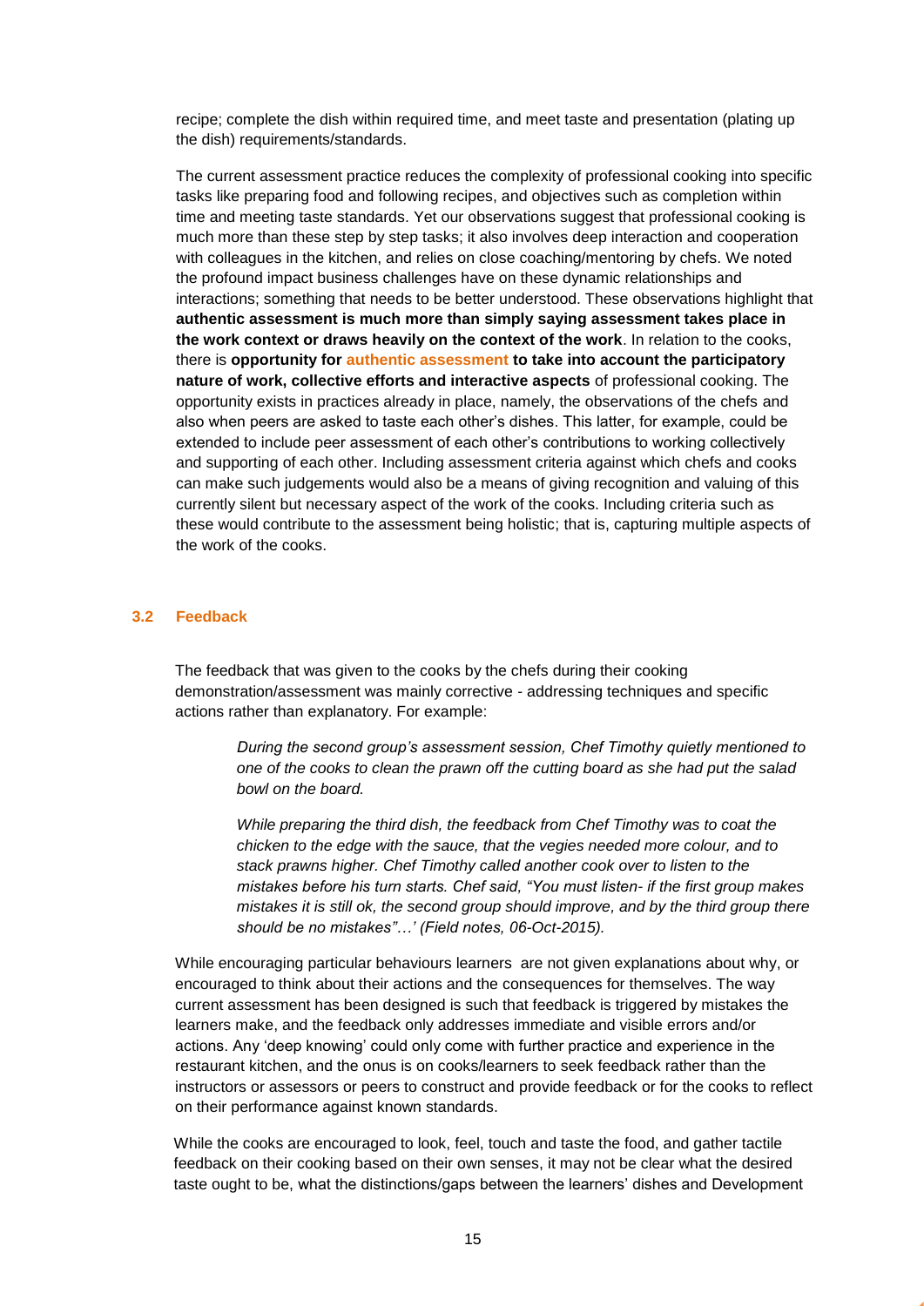recipe; complete the dish within required time, and meet taste and presentation (plating up the dish) requirements/standards.

The current assessment practice reduces the complexity of professional cooking into specific tasks like preparing food and following recipes, and objectives such as completion within time and meeting taste standards. Yet our observations suggest that professional cooking is much more than these step by step tasks; it also involves deep interaction and cooperation with colleagues in the kitchen, and relies on close coaching/mentoring by chefs. We noted the profound impact business challenges have on these dynamic relationships and interactions; something that needs to be better understood. These observations highlight that **authentic assessment is much more than simply saying assessment takes place in the work context or draws heavily on the context of the work**. In relation to the cooks, there is **opportunity for authentic assessment to take into account the participatory nature of work, collective efforts and interactive aspects** of professional cooking. The opportunity exists in practices already in place, namely, the observations of the chefs and also when peers are asked to taste each other's dishes. This latter, for example, could be extended to include peer assessment of each other's contributions to working collectively and supporting of each other. Including assessment criteria against which chefs and cooks can make such judgements would also be a means of giving recognition and valuing of this currently silent but necessary aspect of the work of the cooks. Including criteria such as these would contribute to the assessment being holistic; that is, capturing multiple aspects of the work of the cooks.

### 3.2 Feedback

The feedback that was given to the cooks by the chefs during their cooking demonstration/assessment was mainly corrective - addressing techniques and specific actions rather than explanatory. For example:

> *During the second group's assessment session, Chef Timothy quietly mentioned to one of the cooks to clean the prawn off the cutting board as she had put the salad bowl on the board.*
>
> *While preparing the third dish, the feedback from Chef Timothy was to coat the chicken to the edge with the sauce, that the vegies needed more colour, and to stack prawns higher. Chef Timothy called another cook over to listen to the mistakes before his turn starts. Chef said, "You must listen- if the first group makes mistakes it is still ok, the second group should improve, and by the third group there should be no mistakes"…' (Field notes, 06-Oct-2015).*

While encouraging particular behaviours learners are not given explanations about why, or encouraged to think about their actions and the consequences for themselves. The way current assessment has been designed is such that feedback is triggered by mistakes the learners make, and the feedback only addresses immediate and visible errors and/or actions. Any 'deep knowing' could only come with further practice and experience in the restaurant kitchen, and the onus is on cooks/learners to seek feedback rather than the instructors or assessors or peers to construct and provide feedback or for the cooks to reflect on their performance against known standards.

While the cooks are encouraged to look, feel, touch and taste the food, and gather tactile feedback on their cooking based on their own senses, it may not be clear what the desired taste ought to be, what the distinctions/gaps between the learners' dishes and Development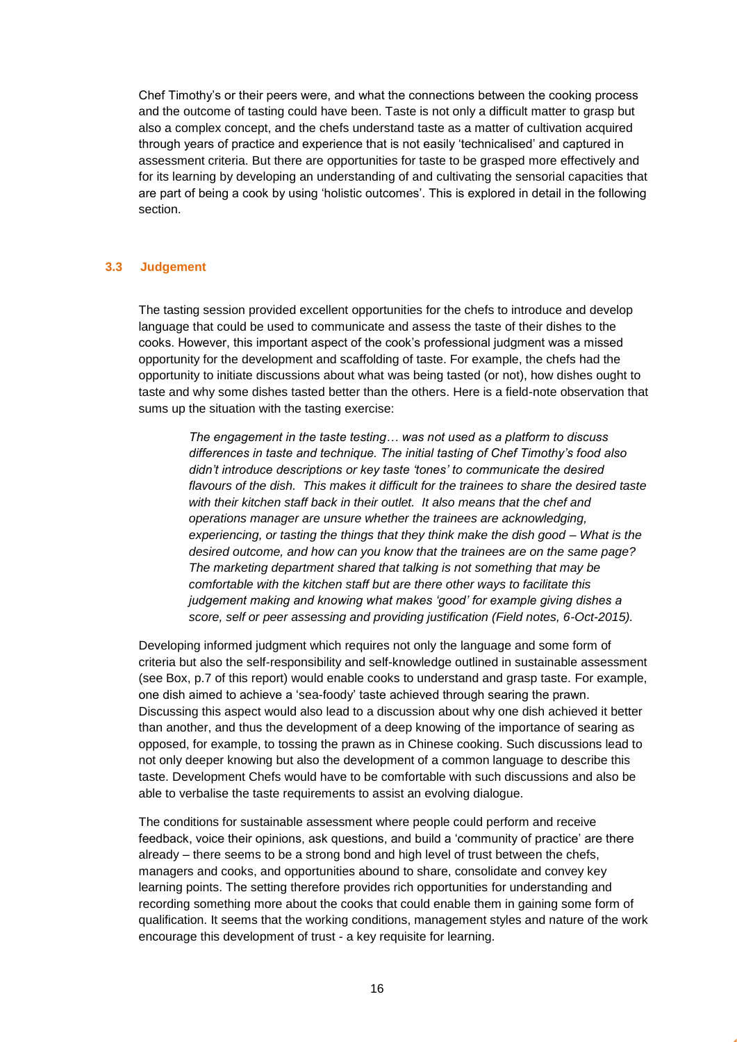Chef Timothy's or their peers were, and what the connections between the cooking process and the outcome of tasting could have been. Taste is not only a difficult matter to grasp but also a complex concept, and the chefs understand taste as a matter of cultivation acquired through years of practice and experience that is not easily 'technicalised' and captured in assessment criteria. But there are opportunities for taste to be grasped more effectively and for its learning by developing an understanding of and cultivating the sensorial capacities that are part of being a cook by using 'holistic outcomes'. This is explored in detail in the following section.

### 3.3 Judgement

The tasting session provided excellent opportunities for the chefs to introduce and develop language that could be used to communicate and assess the taste of their dishes to the cooks. However, this important aspect of the cook's professional judgment was a missed opportunity for the development and scaffolding of taste. For example, the chefs had the opportunity to initiate discussions about what was being tasted (or not), how dishes ought to taste and why some dishes tasted better than the others. Here is a field-note observation that sums up the situation with the tasting exercise:

> *The engagement in the taste testing… was not used as a platform to discuss differences in taste and technique. The initial tasting of Chef Timothy's food also didn't introduce descriptions or key taste 'tones' to communicate the desired flavours of the dish. This makes it difficult for the trainees to share the desired taste with their kitchen staff back in their outlet. It also means that the chef and operations manager are unsure whether the trainees are acknowledging, experiencing, or tasting the things that they think make the dish good – What is the desired outcome, and how can you know that the trainees are on the same page? The marketing department shared that talking is not something that may be comfortable with the kitchen staff but are there other ways to facilitate this judgement making and knowing what makes 'good' for example giving dishes a score, self or peer assessing and providing justification (Field notes, 6-Oct-2015).*

Developing informed judgment which requires not only the language and some form of criteria but also the self-responsibility and self-knowledge outlined in sustainable assessment (see Box, p.7 of this report) would enable cooks to understand and grasp taste. For example, one dish aimed to achieve a 'sea-foody' taste achieved through searing the prawn. Discussing this aspect would also lead to a discussion about why one dish achieved it better than another, and thus the development of a deep knowing of the importance of searing as opposed, for example, to tossing the prawn as in Chinese cooking. Such discussions lead to not only deeper knowing but also the development of a common language to describe this taste. Development Chefs would have to be comfortable with such discussions and also be able to verbalise the taste requirements to assist an evolving dialogue.

The conditions for sustainable assessment where people could perform and receive feedback, voice their opinions, ask questions, and build a 'community of practice' are there already – there seems to be a strong bond and high level of trust between the chefs, managers and cooks, and opportunities abound to share, consolidate and convey key learning points. The setting therefore provides rich opportunities for understanding and recording something more about the cooks that could enable them in gaining some form of qualification. It seems that the working conditions, management styles and nature of the work encourage this development of trust - a key requisite for learning.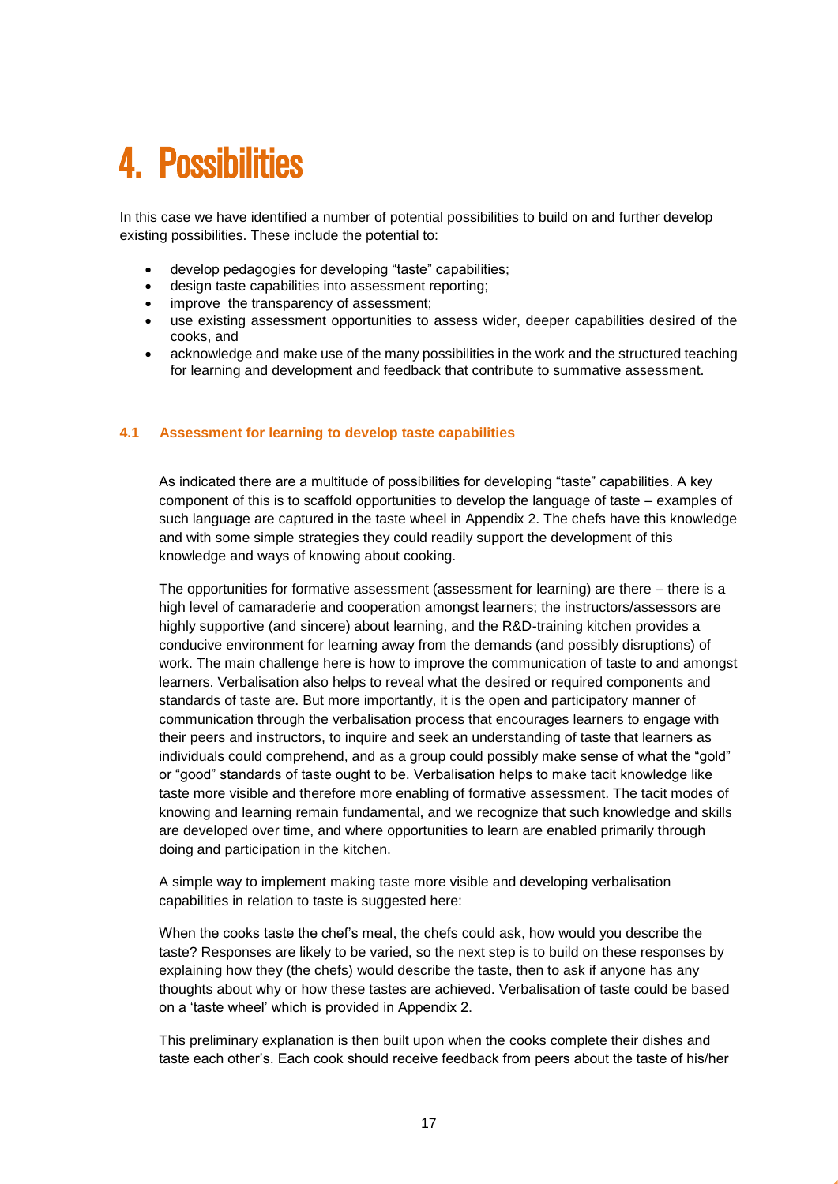# 4. Possibilities

In this case we have identified a number of potential possibilities to build on and further develop existing possibilities. These include the potential to:

- develop pedagogies for developing "taste" capabilities;
- design taste capabilities into assessment reporting;
- improve the transparency of assessment;
- use existing assessment opportunities to assess wider, deeper capabilities desired of the cooks, and
- acknowledge and make use of the many possibilities in the work and the structured teaching for learning and development and feedback that contribute to summative assessment.

### 4.1 Assessment for learning to develop taste capabilities

As indicated there are a multitude of possibilities for developing "taste" capabilities. A key component of this is to scaffold opportunities to develop the language of taste – examples of such language are captured in the taste wheel in Appendix 2. The chefs have this knowledge and with some simple strategies they could readily support the development of this knowledge and ways of knowing about cooking.

The opportunities for formative assessment (assessment for learning) are there – there is a high level of camaraderie and cooperation amongst learners; the instructors/assessors are highly supportive (and sincere) about learning, and the R&D-training kitchen provides a conducive environment for learning away from the demands (and possibly disruptions) of work. The main challenge here is how to improve the communication of taste to and amongst learners. Verbalisation also helps to reveal what the desired or required components and standards of taste are. But more importantly, it is the open and participatory manner of communication through the verbalisation process that encourages learners to engage with their peers and instructors, to inquire and seek an understanding of taste that learners as individuals could comprehend, and as a group could possibly make sense of what the "gold" or "good" standards of taste ought to be. Verbalisation helps to make tacit knowledge like taste more visible and therefore more enabling of formative assessment. The tacit modes of knowing and learning remain fundamental, and we recognize that such knowledge and skills are developed over time, and where opportunities to learn are enabled primarily through doing and participation in the kitchen.

A simple way to implement making taste more visible and developing verbalisation capabilities in relation to taste is suggested here:

When the cooks taste the chef's meal, the chefs could ask, how would you describe the taste? Responses are likely to be varied, so the next step is to build on these responses by explaining how they (the chefs) would describe the taste, then to ask if anyone has any thoughts about why or how these tastes are achieved. Verbalisation of taste could be based on a 'taste wheel' which is provided in Appendix 2.

This preliminary explanation is then built upon when the cooks complete their dishes and taste each other's. Each cook should receive feedback from peers about the taste of his/her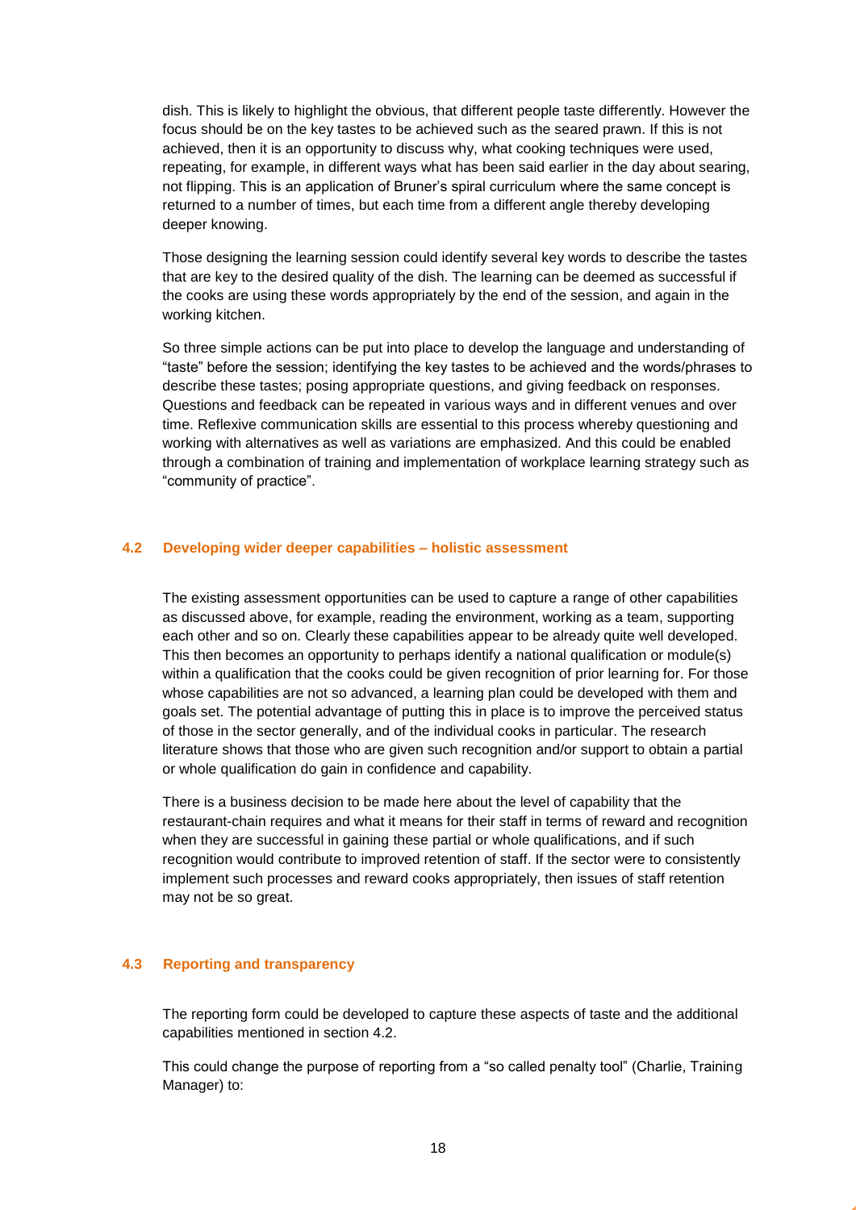dish. This is likely to highlight the obvious, that different people taste differently. However the focus should be on the key tastes to be achieved such as the seared prawn. If this is not achieved, then it is an opportunity to discuss why, what cooking techniques were used, repeating, for example, in different ways what has been said earlier in the day about searing, not flipping. This is an application of Bruner's spiral curriculum where the same concept is returned to a number of times, but each time from a different angle thereby developing deeper knowing.

Those designing the learning session could identify several key words to describe the tastes that are key to the desired quality of the dish. The learning can be deemed as successful if the cooks are using these words appropriately by the end of the session, and again in the working kitchen.

So three simple actions can be put into place to develop the language and understanding of "taste" before the session; identifying the key tastes to be achieved and the words/phrases to describe these tastes; posing appropriate questions, and giving feedback on responses. Questions and feedback can be repeated in various ways and in different venues and over time. Reflexive communication skills are essential to this process whereby questioning and working with alternatives as well as variations are emphasized. And this could be enabled through a combination of training and implementation of workplace learning strategy such as "community of practice".

### 4.2 Developing wider deeper capabilities – holistic assessment

The existing assessment opportunities can be used to capture a range of other capabilities as discussed above, for example, reading the environment, working as a team, supporting each other and so on. Clearly these capabilities appear to be already quite well developed. This then becomes an opportunity to perhaps identify a national qualification or module(s) within a qualification that the cooks could be given recognition of prior learning for. For those whose capabilities are not so advanced, a learning plan could be developed with them and goals set. The potential advantage of putting this in place is to improve the perceived status of those in the sector generally, and of the individual cooks in particular. The research literature shows that those who are given such recognition and/or support to obtain a partial or whole qualification do gain in confidence and capability.

There is a business decision to be made here about the level of capability that the restaurant-chain requires and what it means for their staff in terms of reward and recognition when they are successful in gaining these partial or whole qualifications, and if such recognition would contribute to improved retention of staff. If the sector were to consistently implement such processes and reward cooks appropriately, then issues of staff retention may not be so great.

### 4.3 Reporting and transparency

The reporting form could be developed to capture these aspects of taste and the additional capabilities mentioned in section 4.2.

This could change the purpose of reporting from a "so called penalty tool" (Charlie, Training Manager) to: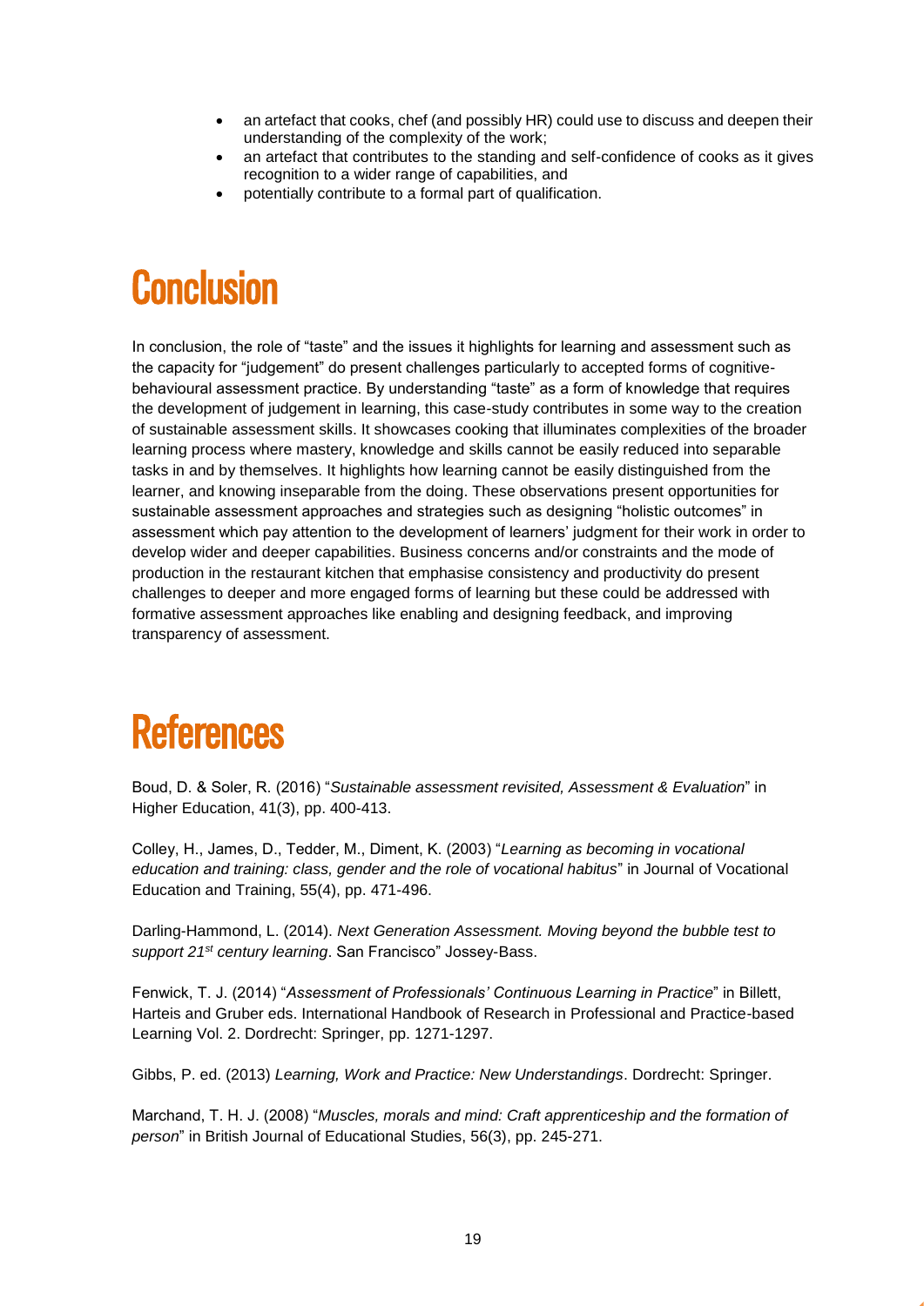- an artefact that cooks, chef (and possibly HR) could use to discuss and deepen their understanding of the complexity of the work;
- an artefact that contributes to the standing and self-confidence of cooks as it gives recognition to a wider range of capabilities, and
- potentially contribute to a formal part of qualification.

# Conclusion

In conclusion, the role of "taste" and the issues it highlights for learning and assessment such as the capacity for "judgement" do present challenges particularly to accepted forms of cognitive-behavioural assessment practice. By understanding "taste" as a form of knowledge that requires the development of judgement in learning, this case-study contributes in some way to the creation of sustainable assessment skills. It showcases cooking that illuminates complexities of the broader learning process where mastery, knowledge and skills cannot be easily reduced into separable tasks in and by themselves. It highlights how learning cannot be easily distinguished from the learner, and knowing inseparable from the doing. These observations present opportunities for sustainable assessment approaches and strategies such as designing "holistic outcomes" in assessment which pay attention to the development of learners' judgment for their work in order to develop wider and deeper capabilities. Business concerns and/or constraints and the mode of production in the restaurant kitchen that emphasise consistency and productivity do present challenges to deeper and more engaged forms of learning but these could be addressed with formative assessment approaches like enabling and designing feedback, and improving transparency of assessment.

# References

Boud, D. & Soler, R. (2016) "*Sustainable assessment revisited, Assessment & Evaluation*" in Higher Education, 41(3), pp. 400-413.

Colley, H., James, D., Tedder, M., Diment, K. (2003) "*Learning as becoming in vocational education and training: class, gender and the role of vocational habitus*" in Journal of Vocational Education and Training, 55(4), pp. 471-496.

Darling-Hammond, L. (2014). *Next Generation Assessment. Moving beyond the bubble test to support 21st century learning*. San Francisco" Jossey-Bass.

Fenwick, T. J. (2014) "*Assessment of Professionals' Continuous Learning in Practice*" in Billett, Harteis and Gruber eds. International Handbook of Research in Professional and Practice-based Learning Vol. 2. Dordrecht: Springer, pp. 1271-1297.

Gibbs, P. ed. (2013) *Learning, Work and Practice: New Understandings*. Dordrecht: Springer.

Marchand, T. H. J. (2008) "*Muscles, morals and mind: Craft apprenticeship and the formation of person*" in British Journal of Educational Studies, 56(3), pp. 245-271.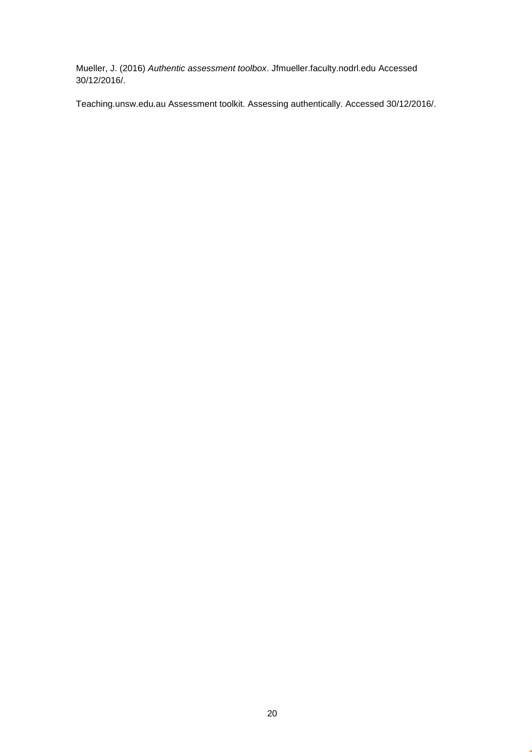Mueller, J. (2016) *Authentic assessment toolbox*. Jfmueller.faculty.nodrl.edu Accessed 30/12/2016/.

Teaching.unsw.edu.au Assessment toolkit. Assessing authentically. Accessed 30/12/2016/.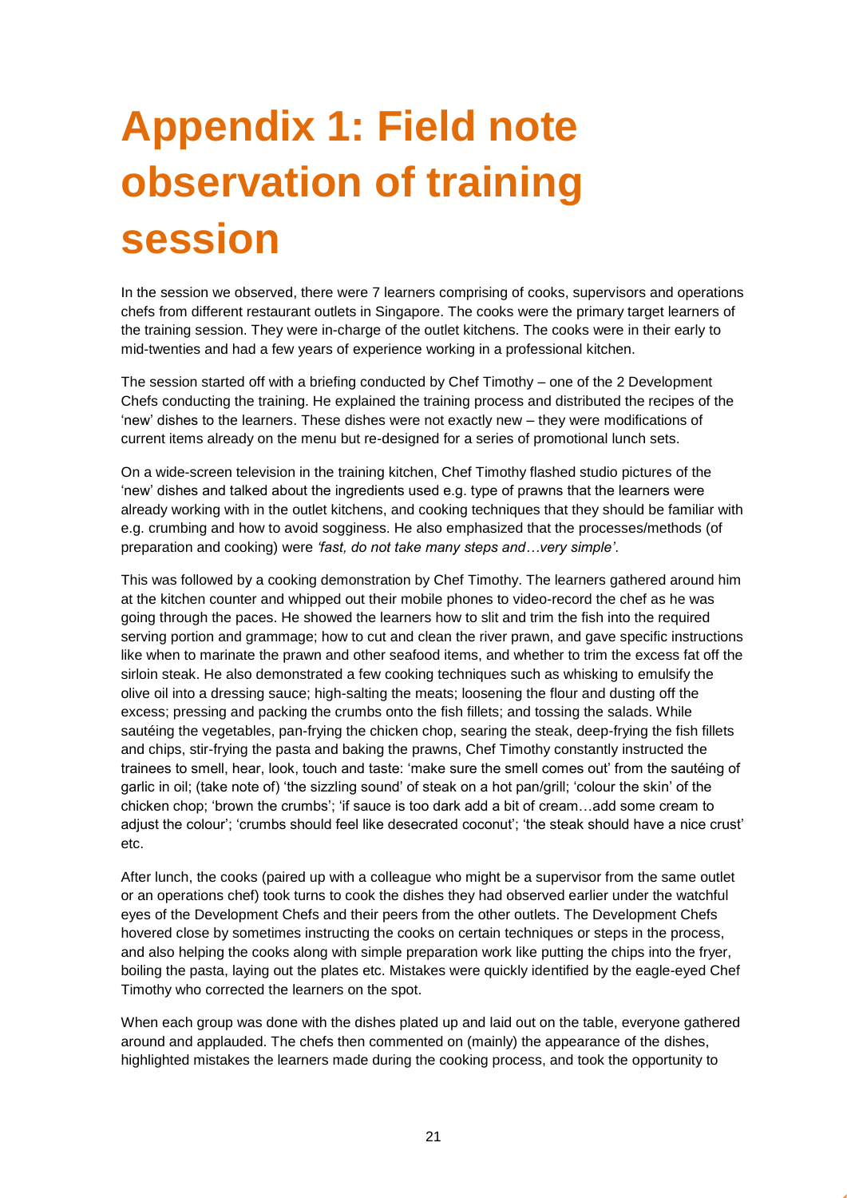# Appendix 1: Field note observation of training session

In the session we observed, there were 7 learners comprising of cooks, supervisors and operations chefs from different restaurant outlets in Singapore. The cooks were the primary target learners of the training session. They were in-charge of the outlet kitchens. The cooks were in their early to mid-twenties and had a few years of experience working in a professional kitchen.

The session started off with a briefing conducted by Chef Timothy – one of the 2 Development Chefs conducting the training. He explained the training process and distributed the recipes of the 'new' dishes to the learners. These dishes were not exactly new – they were modifications of current items already on the menu but re-designed for a series of promotional lunch sets.

On a wide-screen television in the training kitchen, Chef Timothy flashed studio pictures of the 'new' dishes and talked about the ingredients used e.g. type of prawns that the learners were already working with in the outlet kitchens, and cooking techniques that they should be familiar with e.g. crumbing and how to avoid sogginess. He also emphasized that the processes/methods (of preparation and cooking) were *'fast, do not take many steps and…very simple'*.

This was followed by a cooking demonstration by Chef Timothy. The learners gathered around him at the kitchen counter and whipped out their mobile phones to video-record the chef as he was going through the paces. He showed the learners how to slit and trim the fish into the required serving portion and grammage; how to cut and clean the river prawn, and gave specific instructions like when to marinate the prawn and other seafood items, and whether to trim the excess fat off the sirloin steak. He also demonstrated a few cooking techniques such as whisking to emulsify the olive oil into a dressing sauce; high-salting the meats; loosening the flour and dusting off the excess; pressing and packing the crumbs onto the fish fillets; and tossing the salads. While sautéing the vegetables, pan-frying the chicken chop, searing the steak, deep-frying the fish fillets and chips, stir-frying the pasta and baking the prawns, Chef Timothy constantly instructed the trainees to smell, hear, look, touch and taste: 'make sure the smell comes out' from the sautéing of garlic in oil; (take note of) 'the sizzling sound' of steak on a hot pan/grill; 'colour the skin' of the chicken chop; 'brown the crumbs'; 'if sauce is too dark add a bit of cream…add some cream to adjust the colour'; 'crumbs should feel like desecrated coconut'; 'the steak should have a nice crust' etc.

After lunch, the cooks (paired up with a colleague who might be a supervisor from the same outlet or an operations chef) took turns to cook the dishes they had observed earlier under the watchful eyes of the Development Chefs and their peers from the other outlets. The Development Chefs hovered close by sometimes instructing the cooks on certain techniques or steps in the process, and also helping the cooks along with simple preparation work like putting the chips into the fryer, boiling the pasta, laying out the plates etc. Mistakes were quickly identified by the eagle-eyed Chef Timothy who corrected the learners on the spot.

When each group was done with the dishes plated up and laid out on the table, everyone gathered around and applauded. The chefs then commented on (mainly) the appearance of the dishes, highlighted mistakes the learners made during the cooking process, and took the opportunity to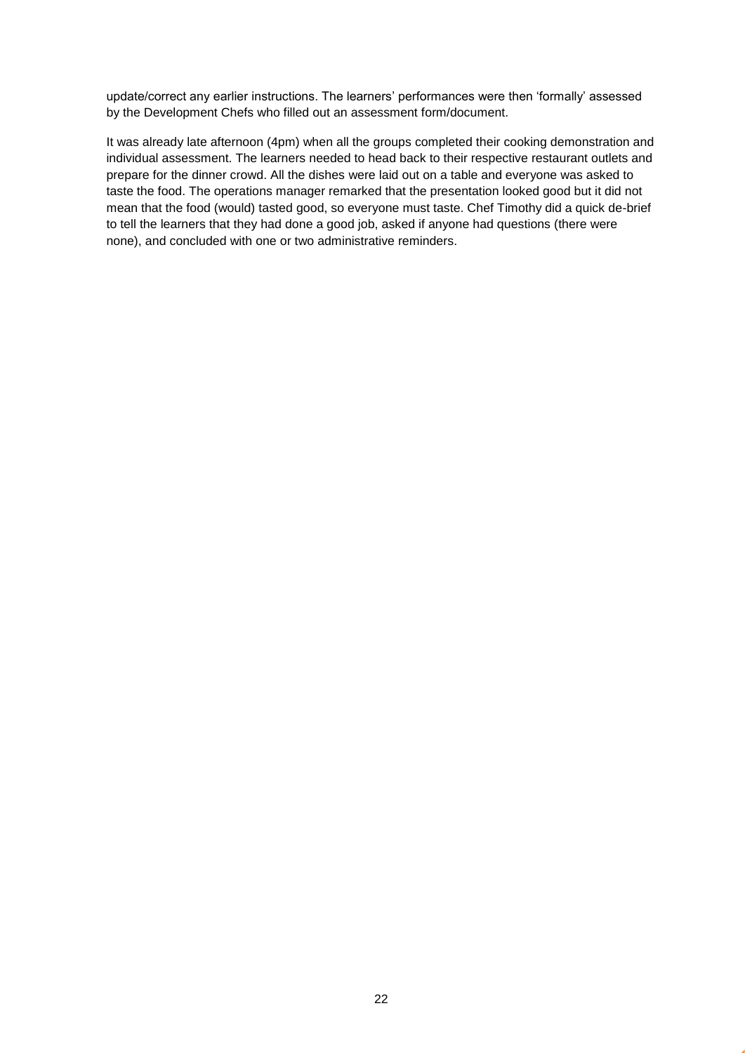update/correct any earlier instructions. The learners' performances were then 'formally' assessed by the Development Chefs who filled out an assessment form/document.

It was already late afternoon (4pm) when all the groups completed their cooking demonstration and individual assessment. The learners needed to head back to their respective restaurant outlets and prepare for the dinner crowd. All the dishes were laid out on a table and everyone was asked to taste the food. The operations manager remarked that the presentation looked good but it did not mean that the food (would) tasted good, so everyone must taste. Chef Timothy did a quick de-brief to tell the learners that they had done a good job, asked if anyone had questions (there were none), and concluded with one or two administrative reminders.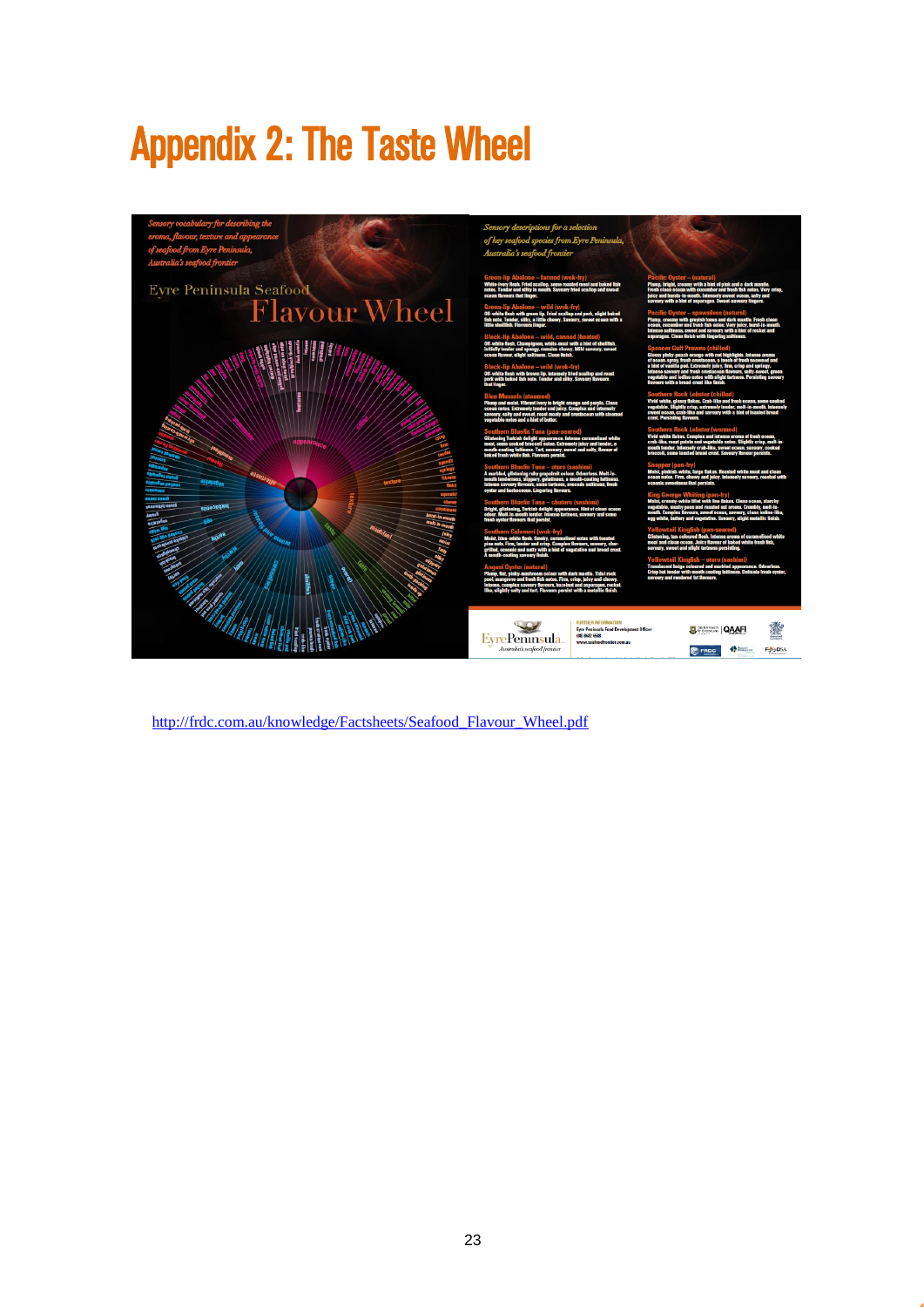# Appendix 2: The Taste Wheel

http://frdc.com.au/knowledge/Factsheets/Seafood_Flavour_Wheel.pdf